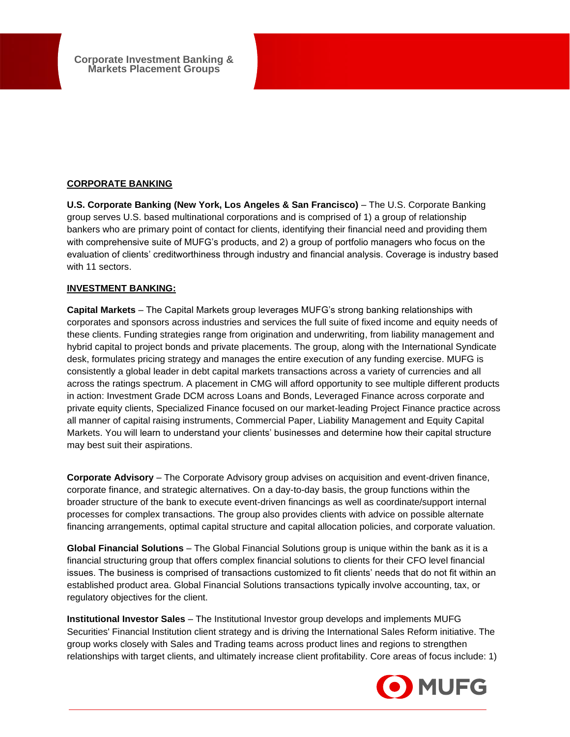# Corporate Investment Banking & Markets Placement Groups

## CORPORATE BANKING

**U.S. Corporate Banking (New York, Los Angeles & San Francisco)** – The U.S. Corporate Banking group serves U.S. based multinational corporations and is comprised of 1) a group of relationship bankers who are primary point of contact for clients, identifying their financial need and providing them with comprehensive suite of MUFG's products, and 2) a group of portfolio managers who focus on the evaluation of clients' creditworthiness through industry and financial analysis. Coverage is industry based with 11 sectors.

## INVESTMENT BANKING:

**Capital Markets** – The Capital Markets group leverages MUFG's strong banking relationships with corporates and sponsors across industries and services the full suite of fixed income and equity needs of these clients. Funding strategies range from origination and underwriting, from liability management and hybrid capital to project bonds and private placements. The group, along with the International Syndicate desk, formulates pricing strategy and manages the entire execution of any funding exercise. MUFG is consistently a global leader in debt capital markets transactions across a variety of currencies and all across the ratings spectrum. A placement in CMG will afford opportunity to see multiple different products in action: Investment Grade DCM across Loans and Bonds, Leveraged Finance across corporate and private equity clients, Specialized Finance focused on our market-leading Project Finance practice across all manner of capital raising instruments, Commercial Paper, Liability Management and Equity Capital Markets. You will learn to understand your clients' businesses and determine how their capital structure may best suit their aspirations.

**Corporate Advisory** – The Corporate Advisory group advises on acquisition and event-driven finance, corporate finance, and strategic alternatives. On a day-to-day basis, the group functions within the broader structure of the bank to execute event-driven financings as well as coordinate/support internal processes for complex transactions. The group also provides clients with advice on possible alternate financing arrangements, optimal capital structure and capital allocation policies, and corporate valuation.

**Global Financial Solutions** – The Global Financial Solutions group is unique within the bank as it is a financial structuring group that offers complex financial solutions to clients for their CFO level financial issues. The business is comprised of transactions customized to fit clients' needs that do not fit within an established product area. Global Financial Solutions transactions typically involve accounting, tax, or regulatory objectives for the client.

**Institutional Investor Sales** – The Institutional Investor group develops and implements MUFG Securities' Financial Institution client strategy and is driving the International Sales Reform initiative. The group works closely with Sales and Trading teams across product lines and regions to strengthen relationships with target clients, and ultimately increase client profitability. Core areas of focus include: 1)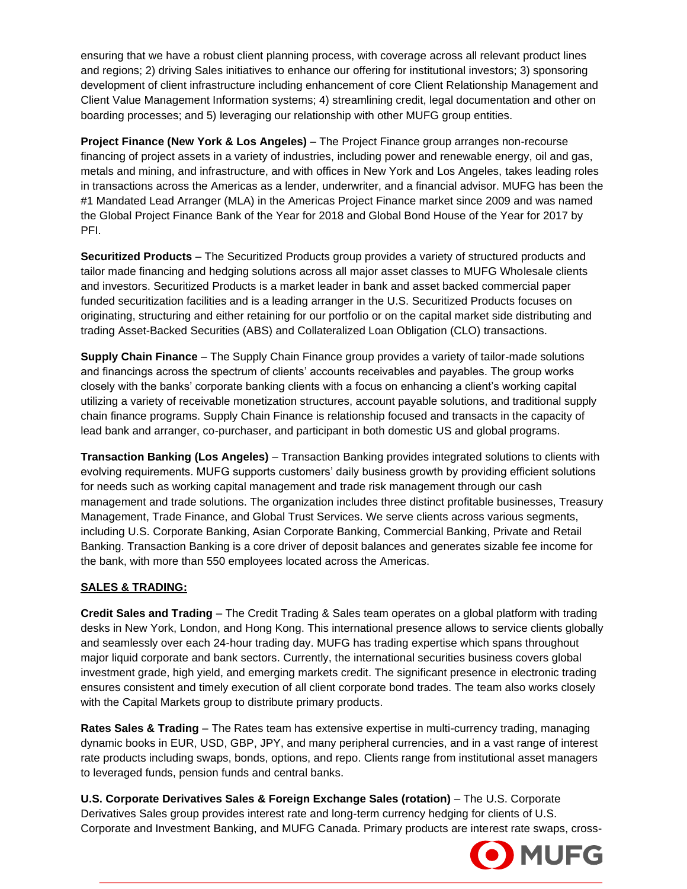ensuring that we have a robust client planning process, with coverage across all relevant product lines and regions; 2) driving Sales initiatives to enhance our offering for institutional investors; 3) sponsoring development of client infrastructure including enhancement of core Client Relationship Management and Client Value Management Information systems; 4) streamlining credit, legal documentation and other on boarding processes; and 5) leveraging our relationship with other MUFG group entities.

**Project Finance (New York & Los Angeles)** – The Project Finance group arranges non-recourse financing of project assets in a variety of industries, including power and renewable energy, oil and gas, metals and mining, and infrastructure, and with offices in New York and Los Angeles, takes leading roles in transactions across the Americas as a lender, underwriter, and a financial advisor. MUFG has been the #1 Mandated Lead Arranger (MLA) in the Americas Project Finance market since 2009 and was named the Global Project Finance Bank of the Year for 2018 and Global Bond House of the Year for 2017 by PFI.

**Securitized Products** – The Securitized Products group provides a variety of structured products and tailor made financing and hedging solutions across all major asset classes to MUFG Wholesale clients and investors. Securitized Products is a market leader in bank and asset backed commercial paper funded securitization facilities and is a leading arranger in the U.S. Securitized Products focuses on originating, structuring and either retaining for our portfolio or on the capital market side distributing and trading Asset-Backed Securities (ABS) and Collateralized Loan Obligation (CLO) transactions.

**Supply Chain Finance** – The Supply Chain Finance group provides a variety of tailor-made solutions and financings across the spectrum of clients' accounts receivables and payables. The group works closely with the banks' corporate banking clients with a focus on enhancing a client's working capital utilizing a variety of receivable monetization structures, account payable solutions, and traditional supply chain finance programs. Supply Chain Finance is relationship focused and transacts in the capacity of lead bank and arranger, co-purchaser, and participant in both domestic US and global programs.

**Transaction Banking (Los Angeles)** – Transaction Banking provides integrated solutions to clients with evolving requirements. MUFG supports customers' daily business growth by providing efficient solutions for needs such as working capital management and trade risk management through our cash management and trade solutions. The organization includes three distinct profitable businesses, Treasury Management, Trade Finance, and Global Trust Services. We serve clients across various segments, including U.S. Corporate Banking, Asian Corporate Banking, Commercial Banking, Private and Retail Banking. Transaction Banking is a core driver of deposit balances and generates sizable fee income for the bank, with more than 550 employees located across the Americas.

**SALES & TRADING:**

**Credit Sales and Trading** – The Credit Trading & Sales team operates on a global platform with trading desks in New York, London, and Hong Kong. This international presence allows to service clients globally and seamlessly over each 24-hour trading day. MUFG has trading expertise which spans throughout major liquid corporate and bank sectors. Currently, the international securities business covers global investment grade, high yield, and emerging markets credit. The significant presence in electronic trading ensures consistent and timely execution of all client corporate bond trades. The team also works closely with the Capital Markets group to distribute primary products.

**Rates Sales & Trading** – The Rates team has extensive expertise in multi-currency trading, managing dynamic books in EUR, USD, GBP, JPY, and many peripheral currencies, and in a vast range of interest rate products including swaps, bonds, options, and repo. Clients range from institutional asset managers to leveraged funds, pension funds and central banks.

**U.S. Corporate Derivatives Sales & Foreign Exchange Sales (rotation)** – The U.S. Corporate Derivatives Sales group provides interest rate and long-term currency hedging for clients of U.S. Corporate and Investment Banking, and MUFG Canada. Primary products are interest rate swaps, cross-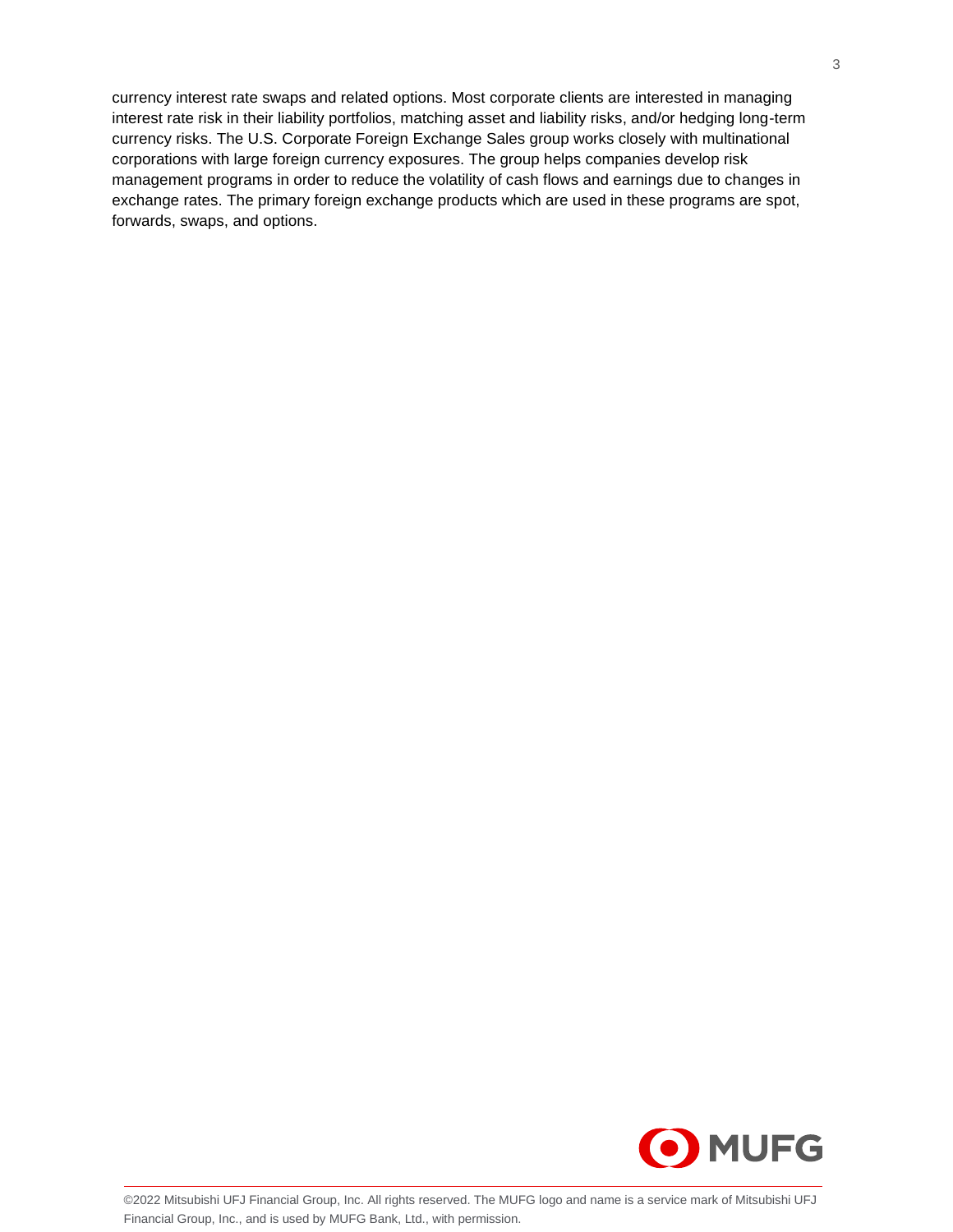currency interest rate swaps and related options. Most corporate clients are interested in managing interest rate risk in their liability portfolios, matching asset and liability risks, and/or hedging long-term currency risks. The U.S. Corporate Foreign Exchange Sales group works closely with multinational corporations with large foreign currency exposures. The group helps companies develop risk management programs in order to reduce the volatility of cash flows and earnings due to changes in exchange rates. The primary foreign exchange products which are used in these programs are spot, forwards, swaps, and options.